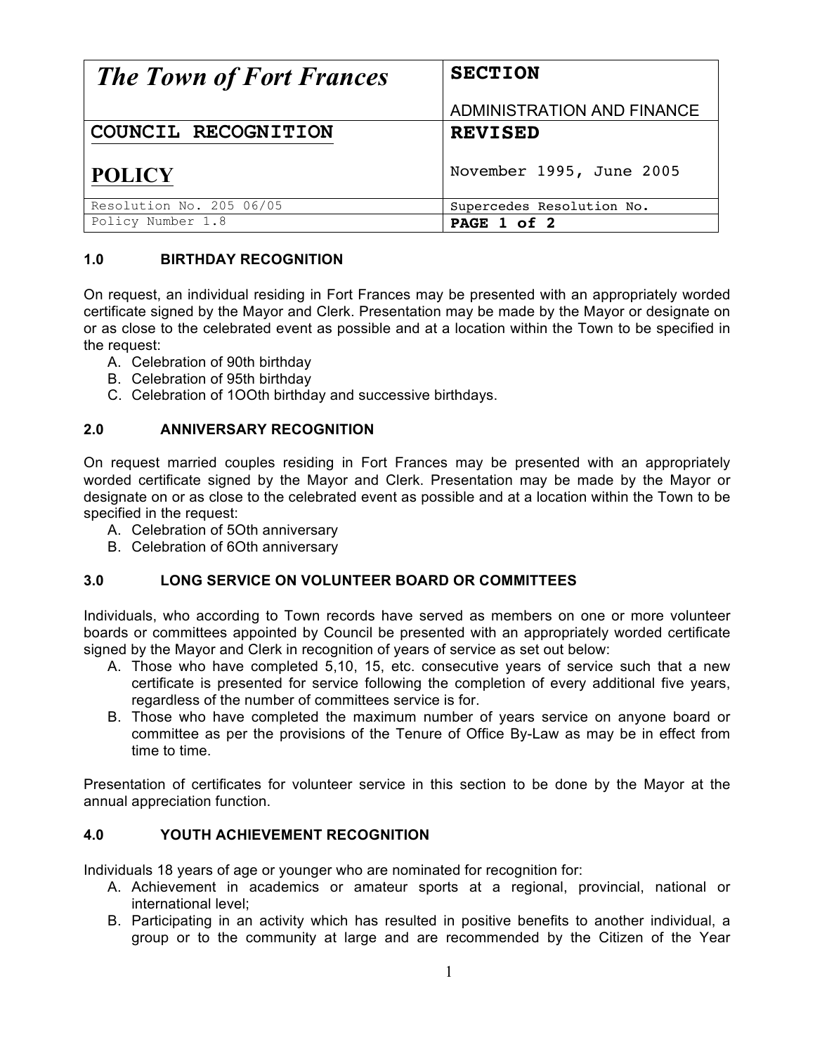| *The Town of Fort Frances* | **SECTION**<br><br>ADMINISTRATION AND FINANCE |
|---|---|
| **COUNCIL RECOGNITION**<br><br>**POLICY** | **REVISED**<br><br>November 1995, June 2005 |
| Resolution No. 205 06/05 | Supercedes Resolution No. |
| Policy Number 1.8 | **PAGE 1 of 2** |

### 1.0 BIRTHDAY RECOGNITION

On request, an individual residing in Fort Frances may be presented with an appropriately worded certificate signed by the Mayor and Clerk. Presentation may be made by the Mayor or designate on or as close to the celebrated event as possible and at a location within the Town to be specified in the request:

A. Celebration of 90th birthday
B. Celebration of 95th birthday
C. Celebration of 1OOth birthday and successive birthdays.

### 2.0 ANNIVERSARY RECOGNITION

On request married couples residing in Fort Frances may be presented with an appropriately worded certificate signed by the Mayor and Clerk. Presentation may be made by the Mayor or designate on or as close to the celebrated event as possible and at a location within the Town to be specified in the request:

A. Celebration of 5Oth anniversary
B. Celebration of 6Oth anniversary

### 3.0 LONG SERVICE ON VOLUNTEER BOARD OR COMMITTEES

Individuals, who according to Town records have served as members on one or more volunteer boards or committees appointed by Council be presented with an appropriately worded certificate signed by the Mayor and Clerk in recognition of years of service as set out below:

A. Those who have completed 5,10, 15, etc. consecutive years of service such that a new certificate is presented for service following the completion of every additional five years, regardless of the number of committees service is for.
B. Those who have completed the maximum number of years service on anyone board or committee as per the provisions of the Tenure of Office By-Law as may be in effect from time to time.

Presentation of certificates for volunteer service in this section to be done by the Mayor at the annual appreciation function.

### 4.0 YOUTH ACHIEVEMENT RECOGNITION

Individuals 18 years of age or younger who are nominated for recognition for:

A. Achievement in academics or amateur sports at a regional, provincial, national or international level;
B. Participating in an activity which has resulted in positive benefits to another individual, a group or to the community at large and are recommended by the Citizen of the Year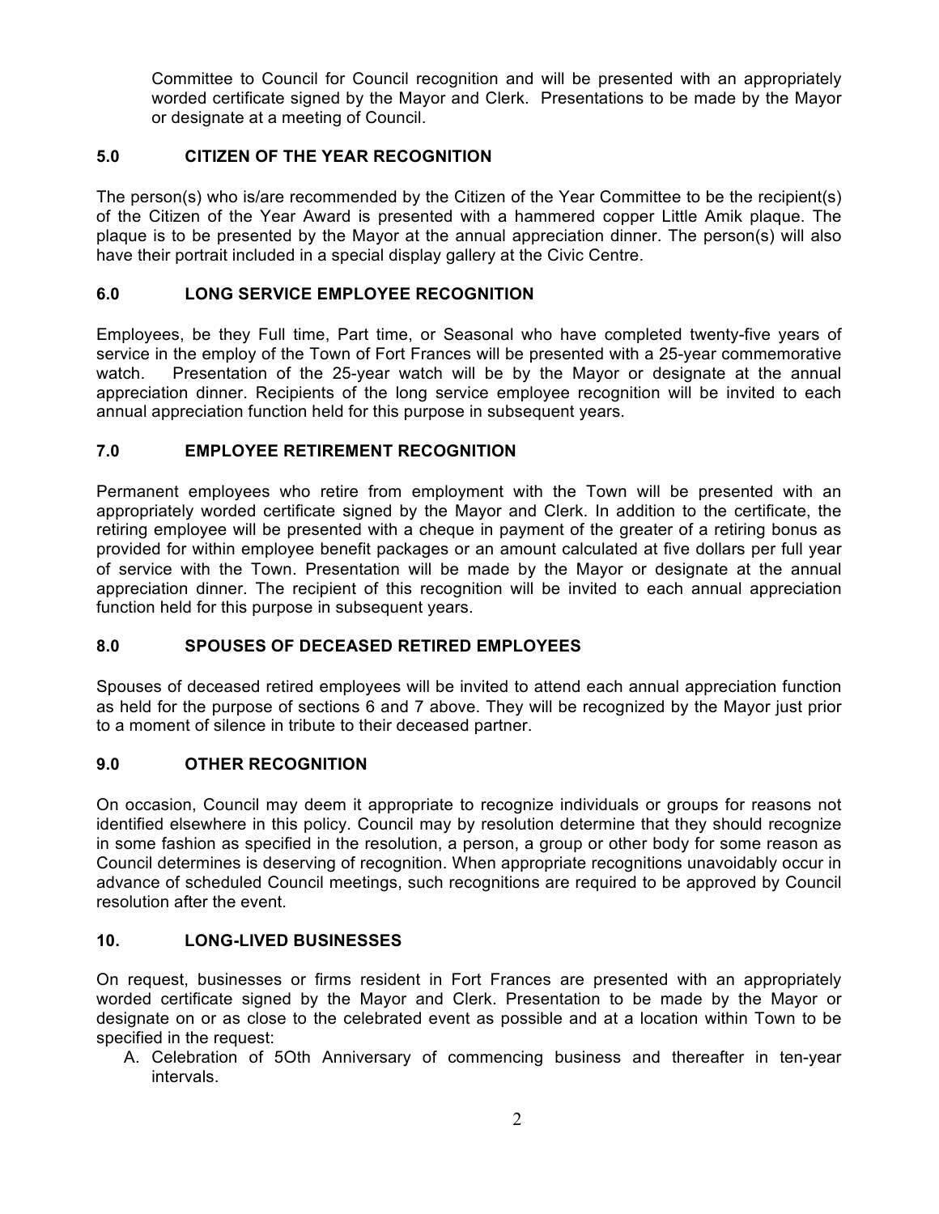Committee to Council for Council recognition and will be presented with an appropriately worded certificate signed by the Mayor and Clerk. Presentations to be made by the Mayor or designate at a meeting of Council.

## 5.0 CITIZEN OF THE YEAR RECOGNITION

The person(s) who is/are recommended by the Citizen of the Year Committee to be the recipient(s) of the Citizen of the Year Award is presented with a hammered copper Little Amik plaque. The plaque is to be presented by the Mayor at the annual appreciation dinner. The person(s) will also have their portrait included in a special display gallery at the Civic Centre.

## 6.0 LONG SERVICE EMPLOYEE RECOGNITION

Employees, be they Full time, Part time, or Seasonal who have completed twenty-five years of service in the employ of the Town of Fort Frances will be presented with a 25-year commemorative watch. Presentation of the 25-year watch will be by the Mayor or designate at the annual appreciation dinner. Recipients of the long service employee recognition will be invited to each annual appreciation function held for this purpose in subsequent years.

## 7.0 EMPLOYEE RETIREMENT RECOGNITION

Permanent employees who retire from employment with the Town will be presented with an appropriately worded certificate signed by the Mayor and Clerk. In addition to the certificate, the retiring employee will be presented with a cheque in payment of the greater of a retiring bonus as provided for within employee benefit packages or an amount calculated at five dollars per full year of service with the Town. Presentation will be made by the Mayor or designate at the annual appreciation dinner. The recipient of this recognition will be invited to each annual appreciation function held for this purpose in subsequent years.

## 8.0 SPOUSES OF DECEASED RETIRED EMPLOYEES

Spouses of deceased retired employees will be invited to attend each annual appreciation function as held for the purpose of sections 6 and 7 above. They will be recognized by the Mayor just prior to a moment of silence in tribute to their deceased partner.

## 9.0 OTHER RECOGNITION

On occasion, Council may deem it appropriate to recognize individuals or groups for reasons not identified elsewhere in this policy. Council may by resolution determine that they should recognize in some fashion as specified in the resolution, a person, a group or other body for some reason as Council determines is deserving of recognition. When appropriate recognitions unavoidably occur in advance of scheduled Council meetings, such recognitions are required to be approved by Council resolution after the event.

## 10. LONG-LIVED BUSINESSES

On request, businesses or firms resident in Fort Frances are presented with an appropriately worded certificate signed by the Mayor and Clerk. Presentation to be made by the Mayor or designate on or as close to the celebrated event as possible and at a location within Town to be specified in the request:

A. Celebration of 5Oth Anniversary of commencing business and thereafter in ten-year intervals.